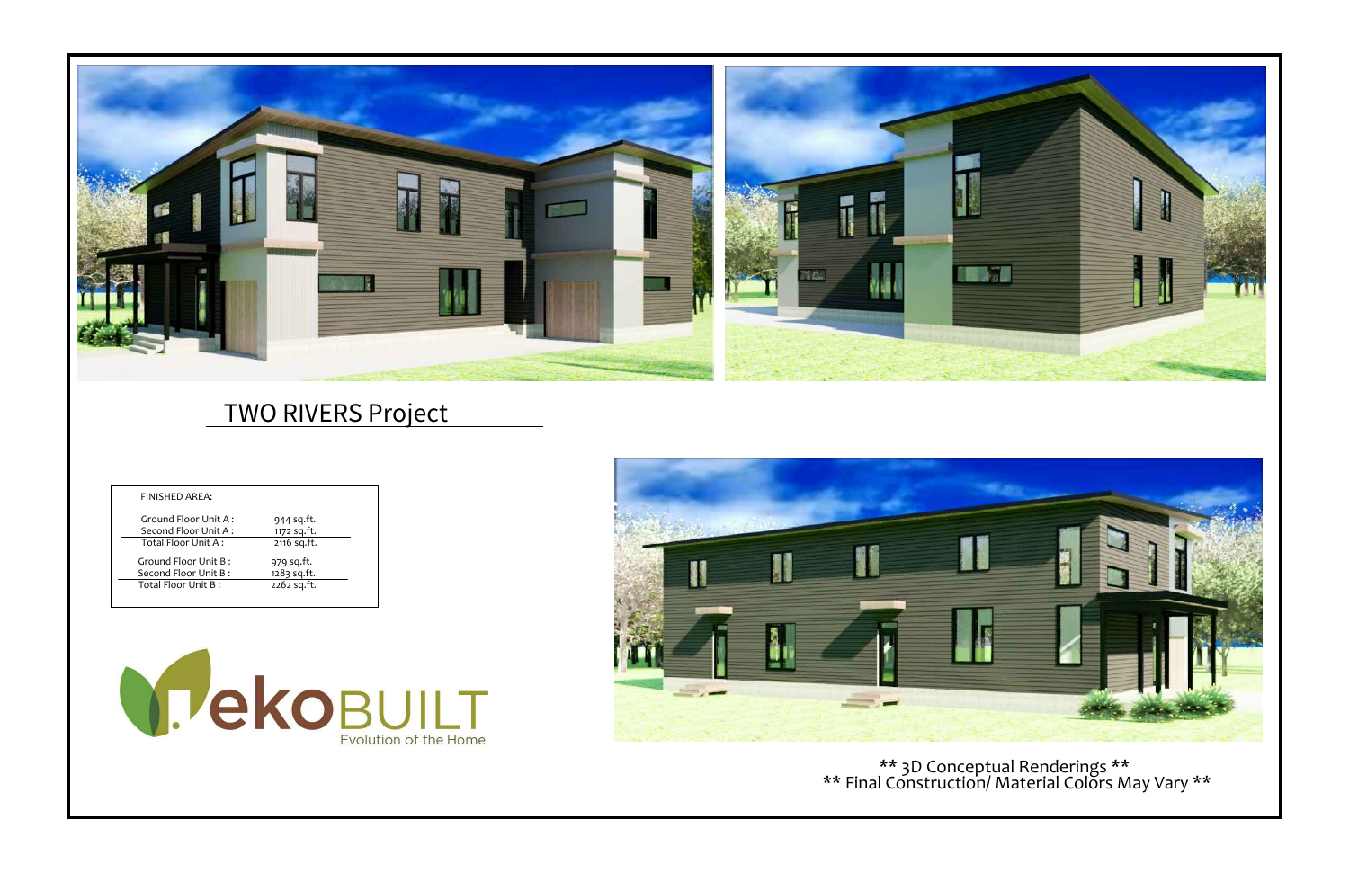# TWO RIVERS Project

| FINISHED AREA: | |
| --- | --- |
| Ground Floor Unit A : | 944 sq.ft. |
| Second Floor Unit A : | 1172 sq.ft. |
| Total Floor Unit A : | 2116 sq.ft. |
| Ground Floor Unit B : | 979 sq.ft. |
| Second Floor Unit B : | 1283 sq.ft. |
| Total Floor Unit B : | 2262 sq.ft. |

ekoBUILT
Evolution of the Home

** 3D Conceptual Renderings **
** Final Construction/ Material Colors May Vary **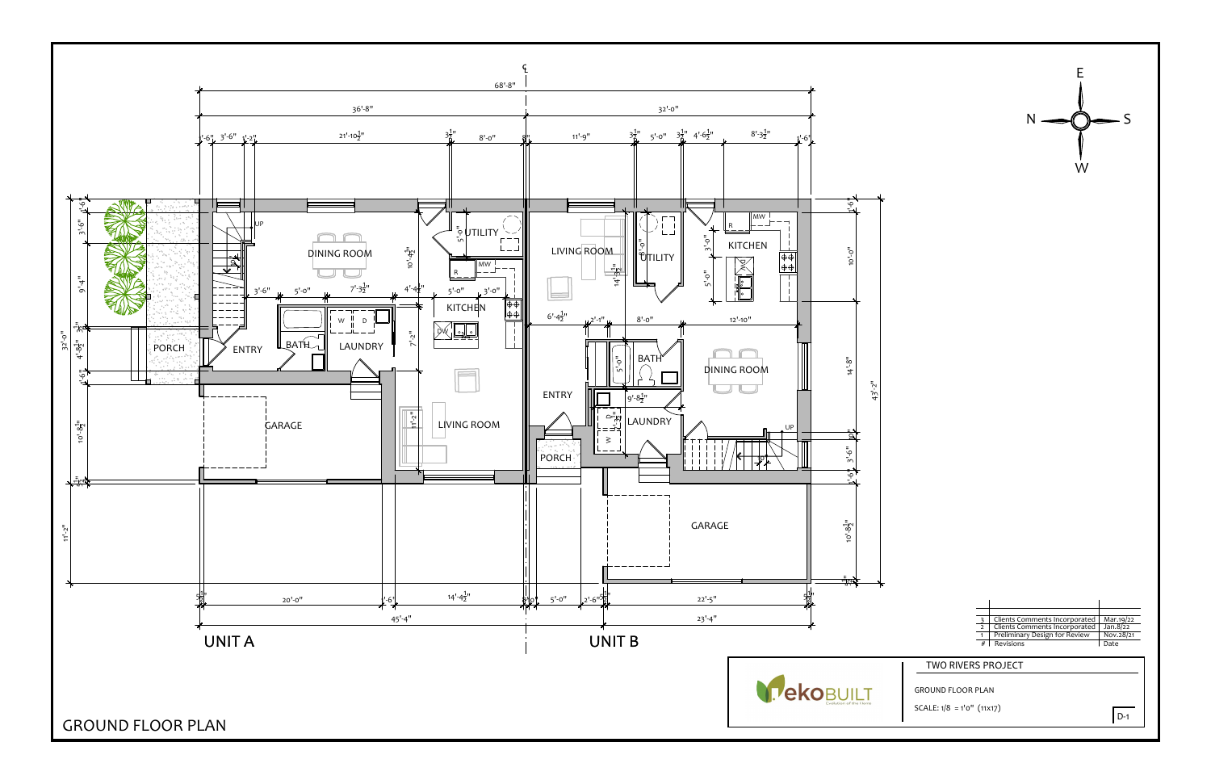# GROUND FLOOR PLAN

UNIT A

UNIT B

PORCH · ENTRY · BATH · LAUNDRY · DINING ROOM · UTILITY · KITCHEN · LIVING ROOM · GARAGE

LIVING ROOM · UTILITY · KITCHEN · BATH · DINING ROOM · ENTRY · LAUNDRY · PORCH · GARAGE

68'-8"

36'-8" | 32'-0"

45'-4" | 23'-4"

43'-2"

32'-0"

| # | Revisions | Date |
|---|---|---|
| 3 | Clients Comments Incorporated | Mar.19/22 |
| 2 | Clients Comments Incorporated | Jan.8/22 |
| 1 | Preliminary Design for Review | Nov.28/21 |

ekoBUILT — Evolution of the Home

TWO RIVERS PROJECT

GROUND FLOOR PLAN

SCALE: 1/8 = 1'0" (11x17)

D-1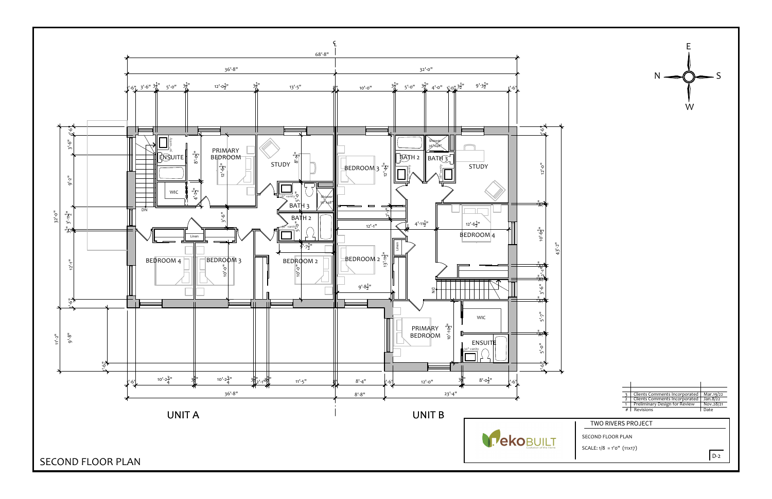# SECOND FLOOR PLAN

UNIT A

UNIT B

ENSUITE
PRIMARY BEDROOM
STUDY
WIC
BATH 3
BATH 2
BEDROOM 4
BEDROOM 3
BEDROOM 2
Linen
DN

BEDROOM 3
BATH 2
BATH 3
STUDY
BEDROOM 4
BEDROOM 2
Linen
PRIMARY BEDROOM
WIC
ENSUITE
DN

| # | Revisions | Date |
|---|---|---|
| 3 | Clients Comments Incorporated | Mar.19/22 |
| 2 | Clients Comments Incorporated | Jan.8/22 |
| 1 | Preliminary Design for Review | Nov.28/21 |

ekoBUILT
Evolution of the Home

TWO RIVERS PROJECT

SECOND FLOOR PLAN

SCALE: 1/8 = 1'0" (11x17)

D-2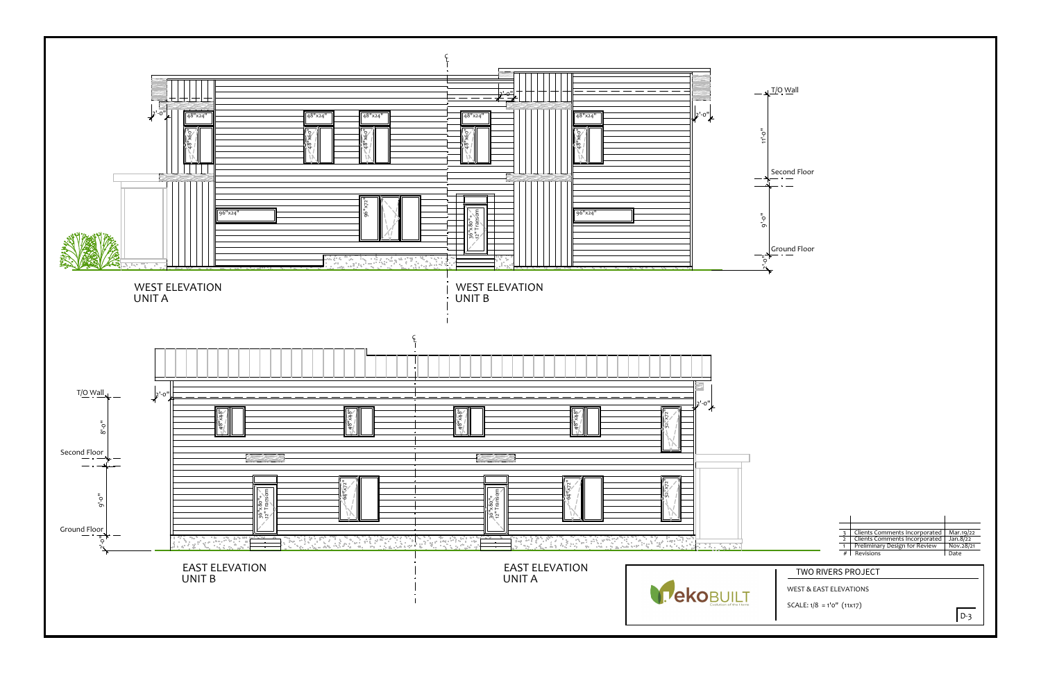WEST ELEVATION
UNIT A

WEST ELEVATION
UNIT B

T/O Wall

11'-0"

Second Floor

9'-0"

Ground Floor

2'-0"

1'-0"

48"x24"

48"x60"

96"x24"

96"x72"

36"x80" + 12" Transom

EAST ELEVATION
UNIT B

EAST ELEVATION
UNIT A

T/O Wall

8'-0"

Second Floor

9'-0"

Ground Floor

2'-0"

48"x48"

32"x72"

64"x72"

36"x80" + 12" Transom

| # | Revisions | Date |
|---|---|---|
| 3 | Clients Comments Incorporated | Mar.19/22 |
| 2 | Clients Comments Incorporated | Jan.8/22 |
| 1 | Preliminary Design for Review | Nov.28/21 |

ekoBUILT
Evolution of the Home

TWO RIVERS PROJECT

WEST & EAST ELEVATIONS

SCALE: 1/8 = 1'0" (11x17)

D-3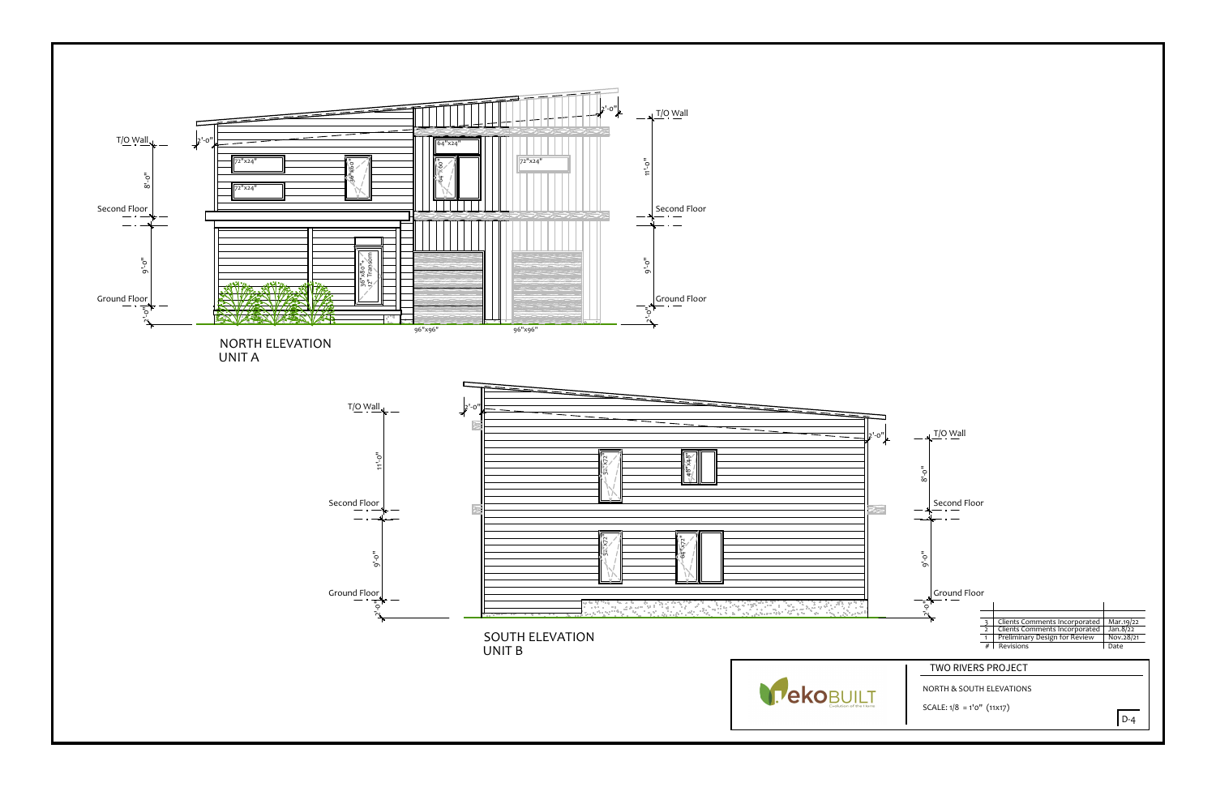NORTH ELEVATION
UNIT A

SOUTH ELEVATION
UNIT B

T/O Wall
8'-0"
Second Floor
9'-0"
Ground Floor
2'-0"

72"x24"
72"x24"
36"x60"
36"x80"+ 12" Transom
64"x24"
64"x60"
72"x24"
96"x96"
96"x96"
2'-0"

T/O Wall
11'-0"
Second Floor
9'-0"
Ground Floor
2'-0"

T/O Wall
11'-0"
Second Floor
9'-0"
Ground Floor
2'-0"

32"x72"
48"x48"
32"x72"
64"x72"
2'-0"

T/O Wall
8'-0"
Second Floor
9'-0"
Ground Floor
2'-0"

| # | Revisions | Date |
|---|---|---|
| 3 | Clients Comments Incorporated | Mar.19/22 |
| 2 | Clients Comments Incorporated | Jan.8/22 |
| 1 | Preliminary Design for Review | Nov.28/21 |

ekoBUILT
Evolution of the Home

TWO RIVERS PROJECT

NORTH & SOUTH ELEVATIONS

SCALE: 1/8 = 1'0" (11x17)

D-4